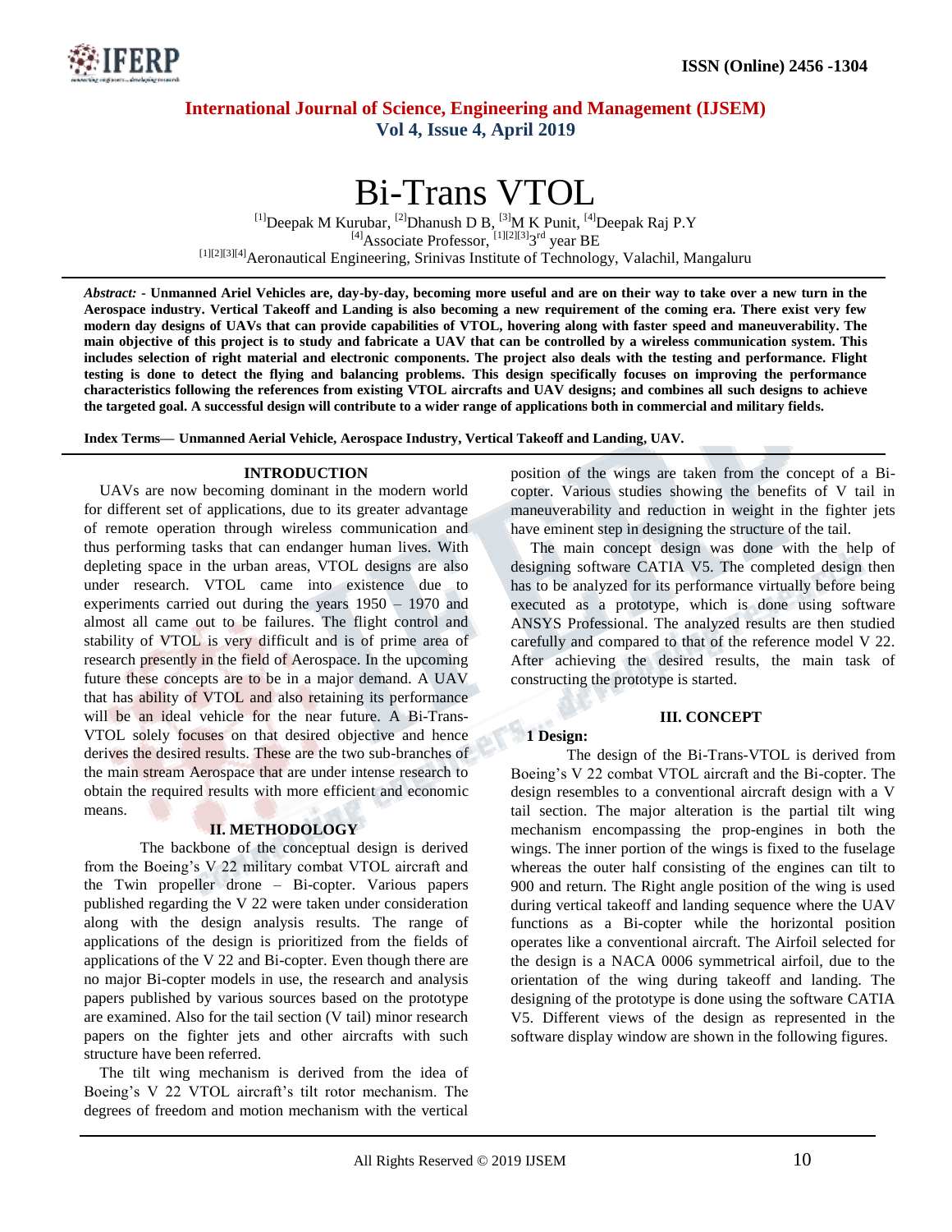# Bi-Trans VTOL

[1]Deepak M Kurubar, [2]Dhanush D B, [3]M K Punit, [4]Deepak Raj P.Y
[4]Associate Professor, [1][2][3]3rd year BE
[1][2][3][4]Aeronautical Engineering, Srinivas Institute of Technology, Valachil, Mangaluru

***Abstract:*** **- Unmanned Ariel Vehicles are, day-by-day, becoming more useful and are on their way to take over a new turn in the Aerospace industry. Vertical Takeoff and Landing is also becoming a new requirement of the coming era. There exist very few modern day designs of UAVs that can provide capabilities of VTOL, hovering along with faster speed and maneuverability. The main objective of this project is to study and fabricate a UAV that can be controlled by a wireless communication system. This includes selection of right material and electronic components. The project also deals with the testing and performance. Flight testing is done to detect the flying and balancing problems. This design specifically focuses on improving the performance characteristics following the references from existing VTOL aircrafts and UAV designs; and combines all such designs to achieve the targeted goal. A successful design will contribute to a wider range of applications both in commercial and military fields.**

**Index Terms— Unmanned Aerial Vehicle, Aerospace Industry, Vertical Takeoff and Landing, UAV.**

## INTRODUCTION

UAVs are now becoming dominant in the modern world for different set of applications, due to its greater advantage of remote operation through wireless communication and thus performing tasks that can endanger human lives. With depleting space in the urban areas, VTOL designs are also under research. VTOL came into existence due to experiments carried out during the years 1950 – 1970 and almost all came out to be failures. The flight control and stability of VTOL is very difficult and is of prime area of research presently in the field of Aerospace. In the upcoming future these concepts are to be in a major demand. A UAV that has ability of VTOL and also retaining its performance will be an ideal vehicle for the near future. A Bi-Trans-VTOL solely focuses on that desired objective and hence derives the desired results. These are the two sub-branches of the main stream Aerospace that are under intense research to obtain the required results with more efficient and economic means.

## II. METHODOLOGY

The backbone of the conceptual design is derived from the Boeing's V 22 military combat VTOL aircraft and the Twin propeller drone – Bi-copter. Various papers published regarding the V 22 were taken under consideration along with the design analysis results. The range of applications of the design is prioritized from the fields of applications of the V 22 and Bi-copter. Even though there are no major Bi-copter models in use, the research and analysis papers published by various sources based on the prototype are examined. Also for the tail section (V tail) minor research papers on the fighter jets and other aircrafts with such structure have been referred.

The tilt wing mechanism is derived from the idea of Boeing's V 22 VTOL aircraft's tilt rotor mechanism. The degrees of freedom and motion mechanism with the vertical position of the wings are taken from the concept of a Bi-copter. Various studies showing the benefits of V tail in maneuverability and reduction in weight in the fighter jets have eminent step in designing the structure of the tail.

The main concept design was done with the help of designing software CATIA V5. The completed design then has to be analyzed for its performance virtually before being executed as a prototype, which is done using software ANSYS Professional. The analyzed results are then studied carefully and compared to that of the reference model V 22. After achieving the desired results, the main task of constructing the prototype is started.

## III. CONCEPT

### 1 Design:

The design of the Bi-Trans-VTOL is derived from Boeing's V 22 combat VTOL aircraft and the Bi-copter. The design resembles to a conventional aircraft design with a V tail section. The major alteration is the partial tilt wing mechanism encompassing the prop-engines in both the wings. The inner portion of the wings is fixed to the fuselage whereas the outer half consisting of the engines can tilt to 900 and return. The Right angle position of the wing is used during vertical takeoff and landing sequence where the UAV functions as a Bi-copter while the horizontal position operates like a conventional aircraft. The Airfoil selected for the design is a NACA 0006 symmetrical airfoil, due to the orientation of the wing during takeoff and landing. The designing of the prototype is done using the software CATIA V5. Different views of the design as represented in the software display window are shown in the following figures.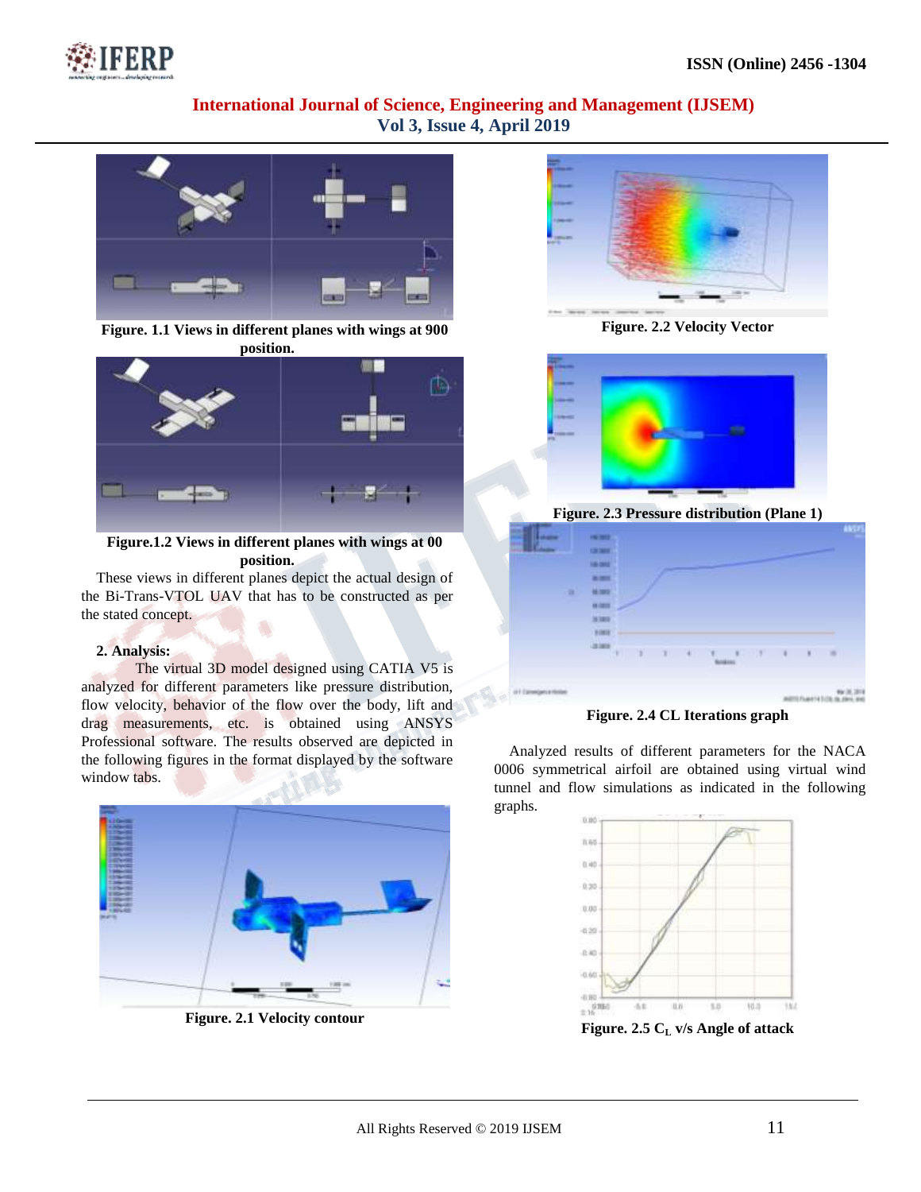Figure. 1.1 Views in different planes with wings at 900 position.

Figure.1.2 Views in different planes with wings at 00 position.

These views in different planes depict the actual design of the Bi-Trans-VTOL UAV that has to be constructed as per the stated concept.

## 2. Analysis:

The virtual 3D model designed using CATIA V5 is analyzed for different parameters like pressure distribution, flow velocity, behavior of the flow over the body, lift and drag measurements, etc. is obtained using ANSYS Professional software. The results observed are depicted in the following figures in the format displayed by the software window tabs.

Figure. 2.1 Velocity contour

Figure. 2.2 Velocity Vector

Figure. 2.3 Pressure distribution (Plane 1)

Figure. 2.4 CL Iterations graph

Analyzed results of different parameters for the NACA 0006 symmetrical airfoil are obtained using virtual wind tunnel and flow simulations as indicated in the following graphs.

Figure. 2.5 $C_L$ v/s Angle of attack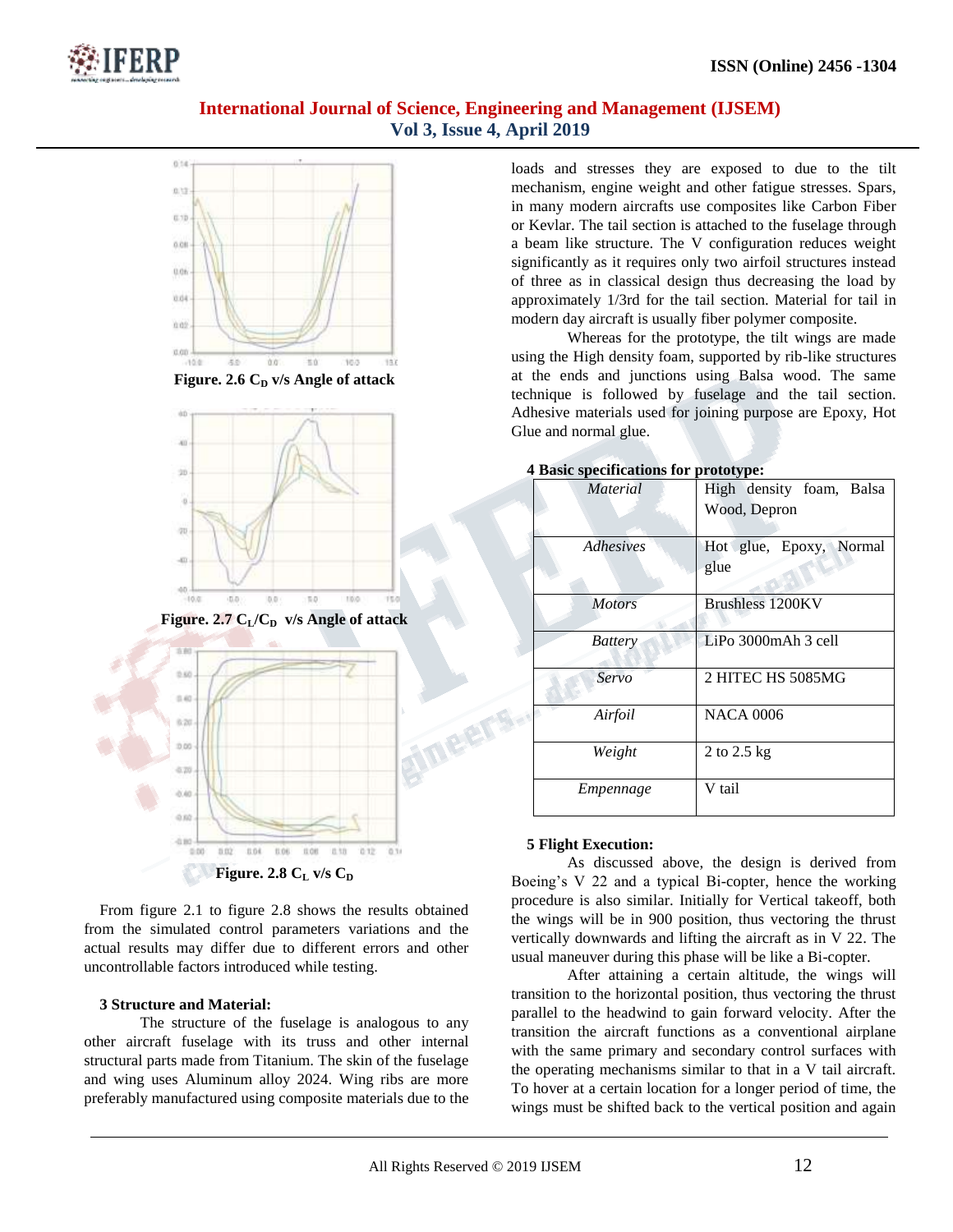0.14
0.12
0.10
0.08
0.06
0.04
0.02
0.00
-10.0 -5.0 0.0 5.0 10.0 15.0

**Figure. 2.6 $C_D$ v/s Angle of attack**

60
40
20
0
-20
-40
-60
-10.0 -5.0 0.0 5.0 10.0 15.0

**Figure. 2.7 $C_L/C_D$ v/s Angle of attack**

0.80
0.60
0.40
0.20
0.00
-0.20
-0.40
-0.60
-0.80
0.00 0.02 0.04 0.06 0.08 0.10 0.12 0.14

**Figure. 2.8 $C_L$ v/s $C_D$**

From figure 2.1 to figure 2.8 shows the results obtained from the simulated control parameters variations and the actual results may differ due to different errors and other uncontrollable factors introduced while testing.

### 3 Structure and Material:

The structure of the fuselage is analogous to any other aircraft fuselage with its truss and other internal structural parts made from Titanium. The skin of the fuselage and wing uses Aluminum alloy 2024. Wing ribs are more preferably manufactured using composite materials due to the loads and stresses they are exposed to due to the tilt mechanism, engine weight and other fatigue stresses. Spars, in many modern aircrafts use composites like Carbon Fiber or Kevlar. The tail section is attached to the fuselage through a beam like structure. The V configuration reduces weight significantly as it requires only two airfoil structures instead of three as in classical design thus decreasing the load by approximately 1/3rd for the tail section. Material for tail in modern day aircraft is usually fiber polymer composite.

Whereas for the prototype, the tilt wings are made using the High density foam, supported by rib-like structures at the ends and junctions using Balsa wood. The same technique is followed by fuselage and the tail section. Adhesive materials used for joining purpose are Epoxy, Hot Glue and normal glue.

### 4 Basic specifications for prototype:

| | |
|---|---|
| *Material* | High density foam, Balsa Wood, Depron |
| *Adhesives* | Hot glue, Epoxy, Normal glue |
| *Motors* | Brushless 1200KV |
| *Battery* | LiPo 3000mAh 3 cell |
| *Servo* | 2 HITEC HS 5085MG |
| *Airfoil* | NACA 0006 |
| *Weight* | 2 to 2.5 kg |
| *Empennage* | V tail |

### 5 Flight Execution:

As discussed above, the design is derived from Boeing's V 22 and a typical Bi-copter, hence the working procedure is also similar. Initially for Vertical takeoff, both the wings will be in 900 position, thus vectoring the thrust vertically downwards and lifting the aircraft as in V 22. The usual maneuver during this phase will be like a Bi-copter.

After attaining a certain altitude, the wings will transition to the horizontal position, thus vectoring the thrust parallel to the headwind to gain forward velocity. After the transition the aircraft functions as a conventional airplane with the same primary and secondary control surfaces with the operating mechanisms similar to that in a V tail aircraft. To hover at a certain location for a longer period of time, the wings must be shifted back to the vertical position and again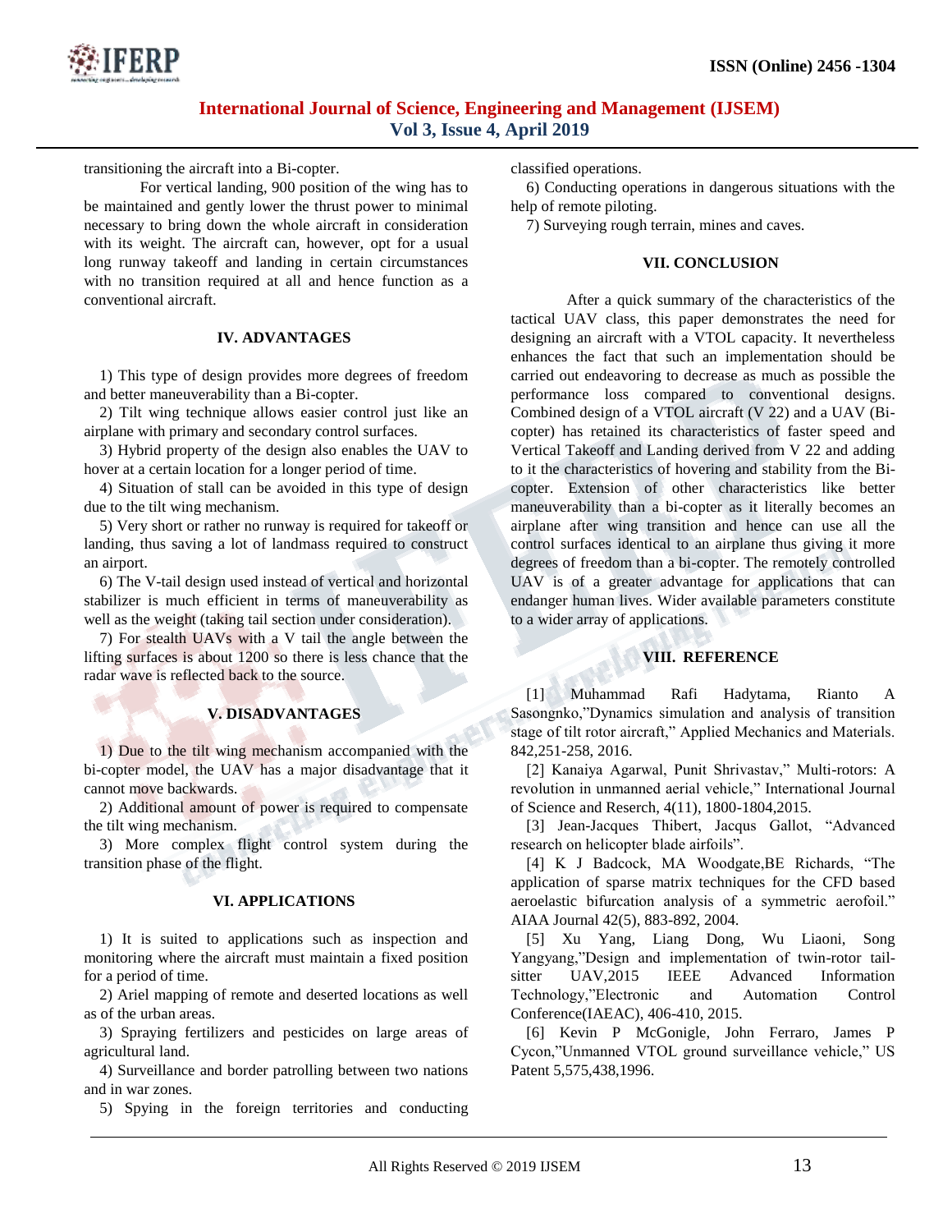transitioning the aircraft into a Bi-copter.

For vertical landing, 900 position of the wing has to be maintained and gently lower the thrust power to minimal necessary to bring down the whole aircraft in consideration with its weight. The aircraft can, however, opt for a usual long runway takeoff and landing in certain circumstances with no transition required at all and hence function as a conventional aircraft.

## IV. ADVANTAGES

1) This type of design provides more degrees of freedom and better maneuverability than a Bi-copter.

2) Tilt wing technique allows easier control just like an airplane with primary and secondary control surfaces.

3) Hybrid property of the design also enables the UAV to hover at a certain location for a longer period of time.

4) Situation of stall can be avoided in this type of design due to the tilt wing mechanism.

5) Very short or rather no runway is required for takeoff or landing, thus saving a lot of landmass required to construct an airport.

6) The V-tail design used instead of vertical and horizontal stabilizer is much efficient in terms of maneuverability as well as the weight (taking tail section under consideration).

7) For stealth UAVs with a V tail the angle between the lifting surfaces is about 1200 so there is less chance that the radar wave is reflected back to the source.

## V. DISADVANTAGES

1) Due to the tilt wing mechanism accompanied with the bi-copter model, the UAV has a major disadvantage that it cannot move backwards.

2) Additional amount of power is required to compensate the tilt wing mechanism.

3) More complex flight control system during the transition phase of the flight.

## VI. APPLICATIONS

1) It is suited to applications such as inspection and monitoring where the aircraft must maintain a fixed position for a period of time.

2) Ariel mapping of remote and deserted locations as well as of the urban areas.

3) Spraying fertilizers and pesticides on large areas of agricultural land.

4) Surveillance and border patrolling between two nations and in war zones.

5) Spying in the foreign territories and conducting classified operations.

6) Conducting operations in dangerous situations with the help of remote piloting.

7) Surveying rough terrain, mines and caves.

## VII. CONCLUSION

After a quick summary of the characteristics of the tactical UAV class, this paper demonstrates the need for designing an aircraft with a VTOL capacity. It nevertheless enhances the fact that such an implementation should be carried out endeavoring to decrease as much as possible the performance loss compared to conventional designs. Combined design of a VTOL aircraft (V 22) and a UAV (Bi-copter) has retained its characteristics of faster speed and Vertical Takeoff and Landing derived from V 22 and adding to it the characteristics of hovering and stability from the Bi-copter. Extension of other characteristics like better maneuverability than a bi-copter as it literally becomes an airplane after wing transition and hence can use all the control surfaces identical to an airplane thus giving it more degrees of freedom than a bi-copter. The remotely controlled UAV is of a greater advantage for applications that can endanger human lives. Wider available parameters constitute to a wider array of applications.

## VIII. REFERENCE

[1] Muhammad Rafi Hadytama, Rianto A Sasongnko,"Dynamics simulation and analysis of transition stage of tilt rotor aircraft," Applied Mechanics and Materials. 842,251-258, 2016.

[2] Kanaiya Agarwal, Punit Shrivastav," Multi-rotors: A revolution in unmanned aerial vehicle," International Journal of Science and Reserch, 4(11), 1800-1804,2015.

[3] Jean-Jacques Thibert, Jacqus Gallot, "Advanced research on helicopter blade airfoils".

[4] K J Badcock, MA Woodgate,BE Richards, "The application of sparse matrix techniques for the CFD based aeroelastic bifurcation analysis of a symmetric aerofoil." AIAA Journal 42(5), 883-892, 2004.

[5] Xu Yang, Liang Dong, Wu Liaoni, Song Yangyang,"Design and implementation of twin-rotor tail-sitter UAV,2015 IEEE Advanced Information Technology,"Electronic and Automation Control Conference(IAEAC), 406-410, 2015.

[6] Kevin P McGonigle, John Ferraro, James P Cycon,"Unmanned VTOL ground surveillance vehicle," US Patent 5,575,438,1996.